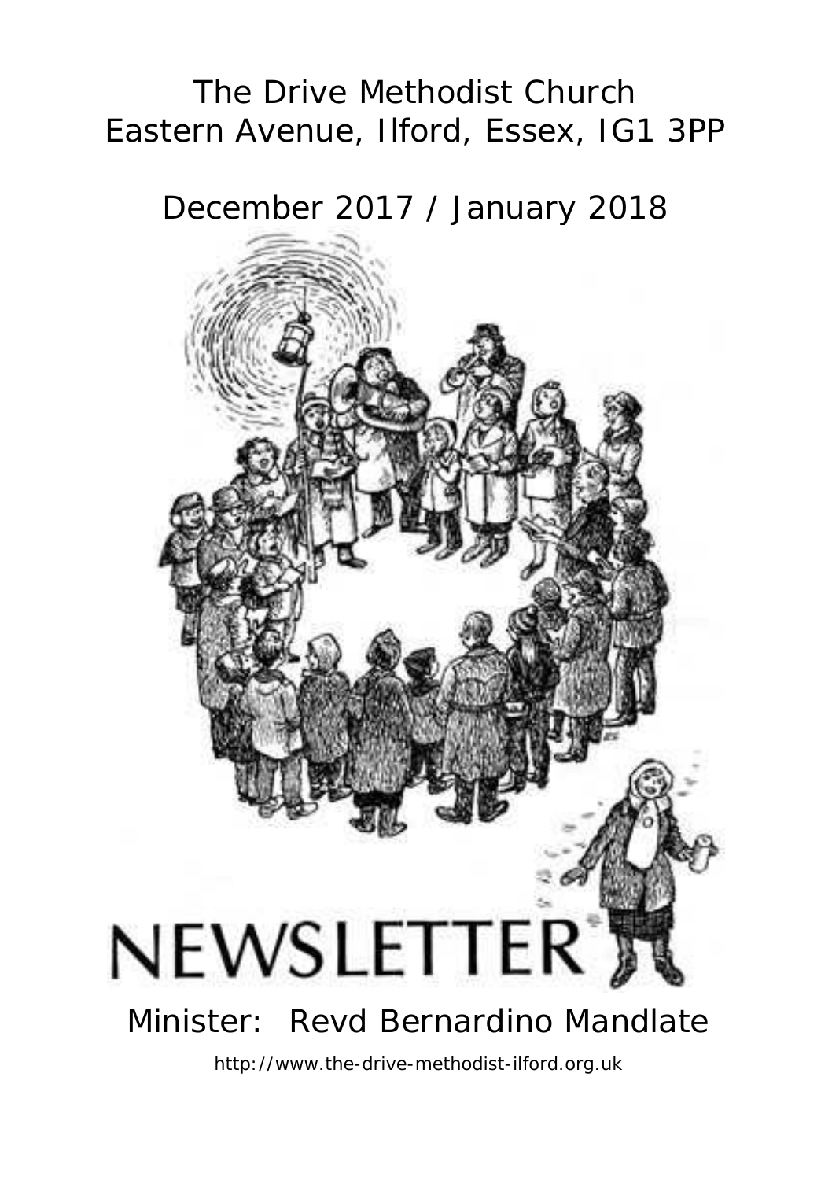# The Drive Methodist Church

Eastern Avenue, Ilford, Essex, IG1 3PP

December 2017 / January 2018

# NEWSLETTER

Minister: Revd Bernardino Mandlate

http://www.the-drive-methodist-ilford.org.uk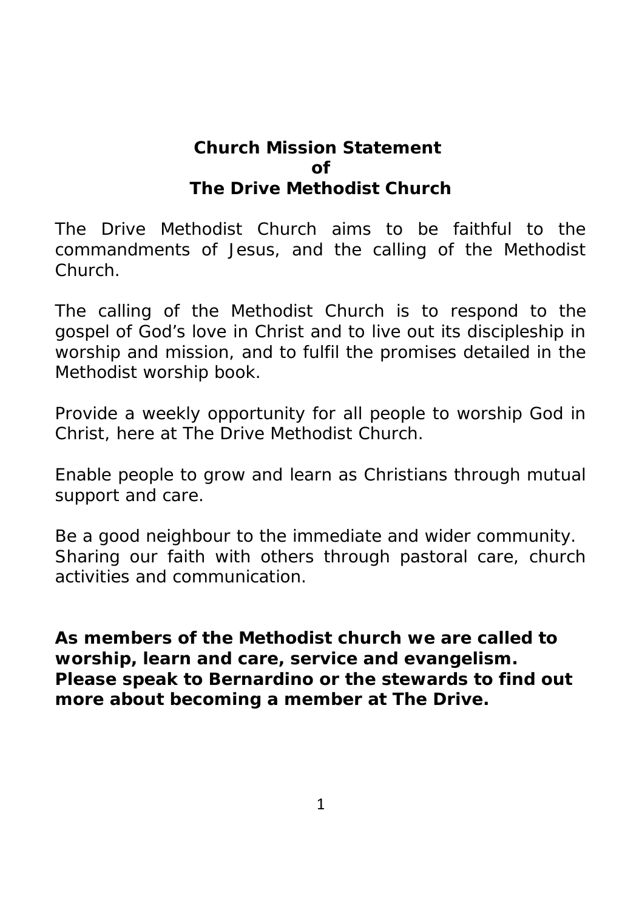# Church Mission Statement of The Drive Methodist Church

The Drive Methodist Church aims to be faithful to the commandments of Jesus, and the calling of the Methodist Church.

The calling of the Methodist Church is to respond to the gospel of God's love in Christ and to live out its discipleship in worship and mission, and to fulfil the promises detailed in the Methodist worship book.

Provide a weekly opportunity for all people to worship God in Christ, here at The Drive Methodist Church.

Enable people to grow and learn as Christians through mutual support and care.

Be a good neighbour to the immediate and wider community. Sharing our faith with others through pastoral care, church activities and communication.

**As members of the Methodist church we are called to worship, learn and care, service and evangelism. Please speak to Bernardino or the stewards to find out more about becoming a member at The Drive.**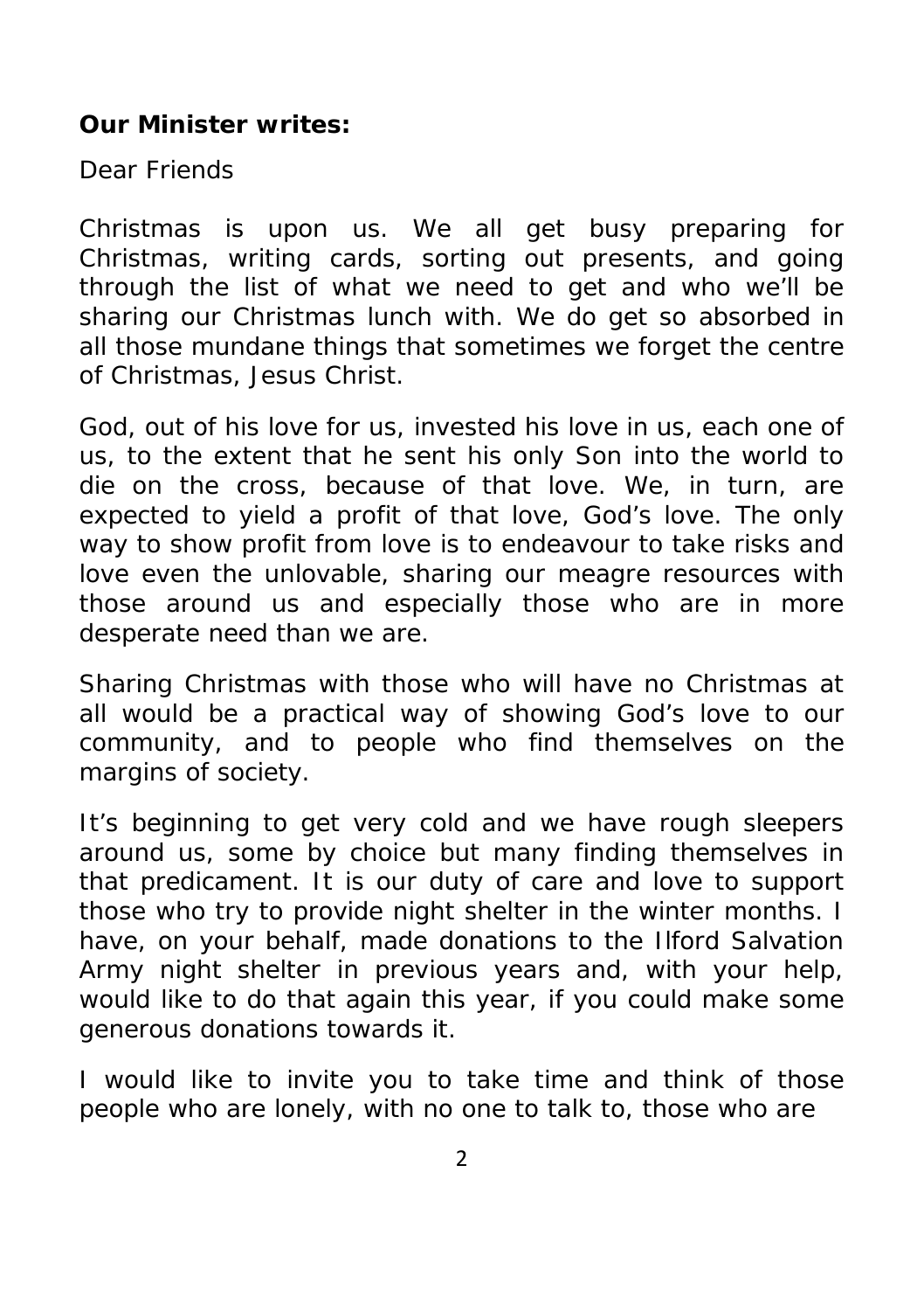**Our Minister writes:**

Dear Friends

Christmas is upon us. We all get busy preparing for Christmas, writing cards, sorting out presents, and going through the list of what we need to get and who we'll be sharing our Christmas lunch with. We do get so absorbed in all those mundane things that sometimes we forget the centre of Christmas, Jesus Christ.

God, out of his love for us, invested his love in us, each one of us, to the extent that he sent his only Son into the world to die on the cross, because of that love. We, in turn, are expected to yield a profit of that love, God's love. The only way to show profit from love is to endeavour to take risks and love even the unlovable, sharing our meagre resources with those around us and especially those who are in more desperate need than we are.

Sharing Christmas with those who will have no Christmas at all would be a practical way of showing God's love to our community, and to people who find themselves on the margins of society.

It's beginning to get very cold and we have rough sleepers around us, some by choice but many finding themselves in that predicament. It is our duty of care and love to support those who try to provide night shelter in the winter months. I have, on your behalf, made donations to the Ilford Salvation Army night shelter in previous years and, with your help, would like to do that again this year, if you could make some generous donations towards it.

I would like to invite you to take time and think of those people who are lonely, with no one to talk to, those who are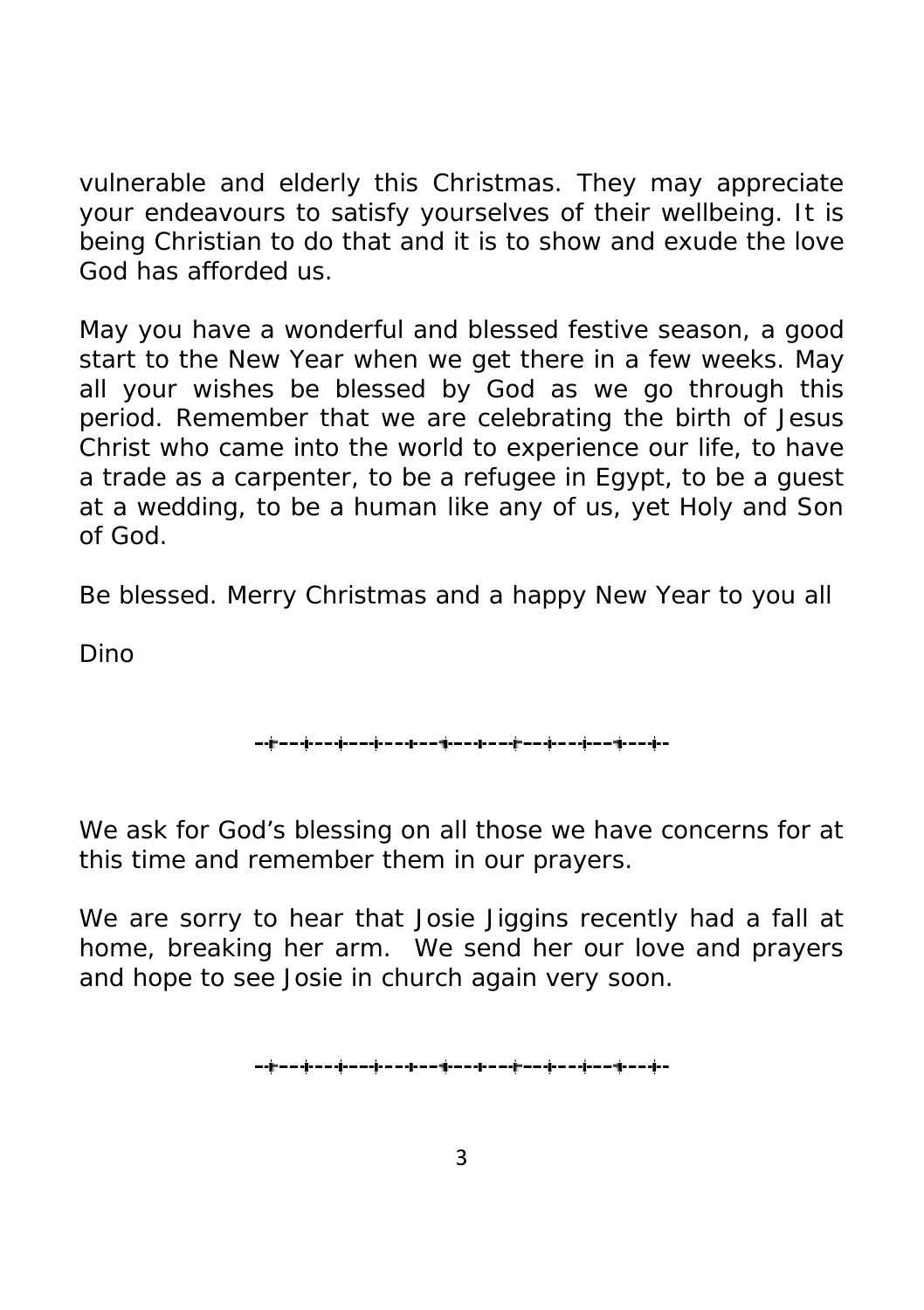vulnerable and elderly this Christmas. They may appreciate your endeavours to satisfy yourselves of their wellbeing. It is being Christian to do that and it is to show and exude the love God has afforded us.

May you have a wonderful and blessed festive season, a good start to the New Year when we get there in a few weeks. May all your wishes be blessed by God as we go through this period. Remember that we are celebrating the birth of Jesus Christ who came into the world to experience our life, to have a trade as a carpenter, to be a refugee in Egypt, to be a guest at a wedding, to be a human like any of us, yet Holy and Son of God.

Be blessed. Merry Christmas and a happy New Year to you all

Dino

---

We ask for God's blessing on all those we have concerns for at this time and remember them in our prayers.

We are sorry to hear that Josie Jiggins recently had a fall at home, breaking her arm. We send her our love and prayers and hope to see Josie in church again very soon.

---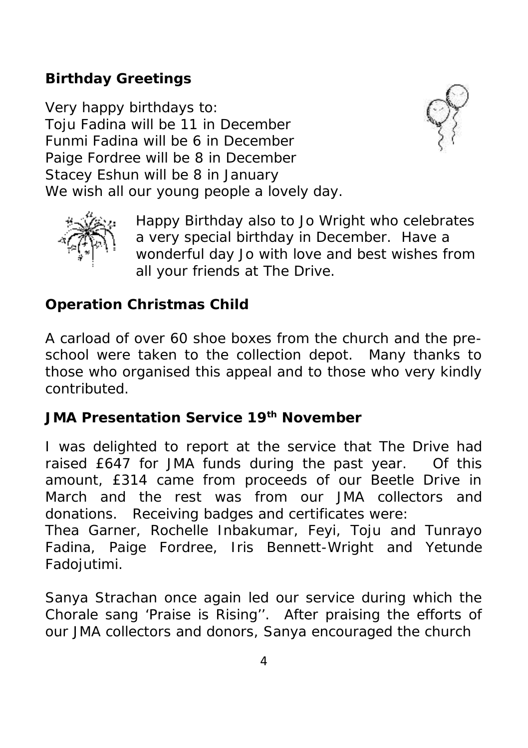## Birthday Greetings

Very happy birthdays to:
Toju Fadina will be 11 in December
Funmi Fadina will be 6 in December
Paige Fordree will be 8 in December
Stacey Eshun will be 8 in January
We wish all our young people a lovely day.

Happy Birthday also to Jo Wright who celebrates a very special birthday in December. Have a wonderful day Jo with love and best wishes from all your friends at The Drive.

## Operation Christmas Child

A carload of over 60 shoe boxes from the church and the pre-school were taken to the collection depot. Many thanks to those who organised this appeal and to those who very kindly contributed.

## JMA Presentation Service 19th November

I was delighted to report at the service that The Drive had raised £647 for JMA funds during the past year. Of this amount, £314 came from proceeds of our Beetle Drive in March and the rest was from our JMA collectors and donations. Receiving badges and certificates were:
Thea Garner, Rochelle Inbakumar, Feyi, Toju and Tunrayo Fadina, Paige Fordree, Iris Bennett-Wright and Yetunde Fadojutimi.

Sanya Strachan once again led our service during which the Chorale sang 'Praise is Rising''. After praising the efforts of our JMA collectors and donors, Sanya encouraged the church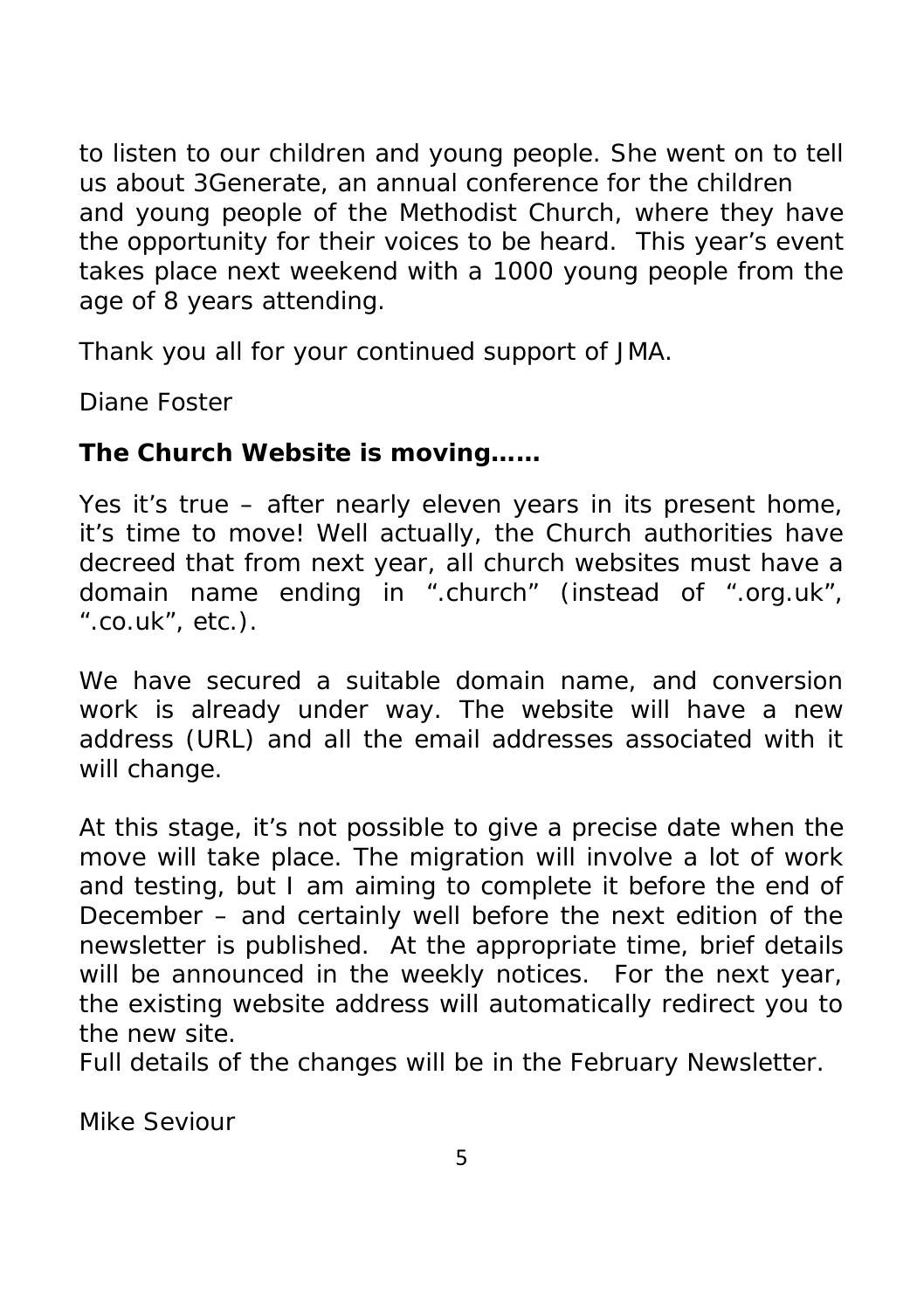to listen to our children and young people. She went on to tell us about 3Generate, an annual conference for the children and young people of the Methodist Church, where they have the opportunity for their voices to be heard. This year's event takes place next weekend with a 1000 young people from the age of 8 years attending.

Thank you all for your continued support of JMA.

Diane Foster

**The Church Website is moving……**

Yes it's true – after nearly eleven years in its present home, it's time to move! Well actually, the Church authorities have decreed that from next year, all church websites must have a domain name ending in ".church" (instead of ".org.uk", ".co.uk", etc.).

We have secured a suitable domain name, and conversion work is already under way. The website will have a new address (URL) and all the email addresses associated with it will change.

At this stage, it's not possible to give a precise date when the move will take place. The migration will involve a lot of work and testing, but I am aiming to complete it before the end of December – and certainly well before the next edition of the newsletter is published. At the appropriate time, brief details will be announced in the weekly notices. For the next year, the existing website address will automatically redirect you to the new site.
Full details of the changes will be in the February Newsletter.

Mike Seviour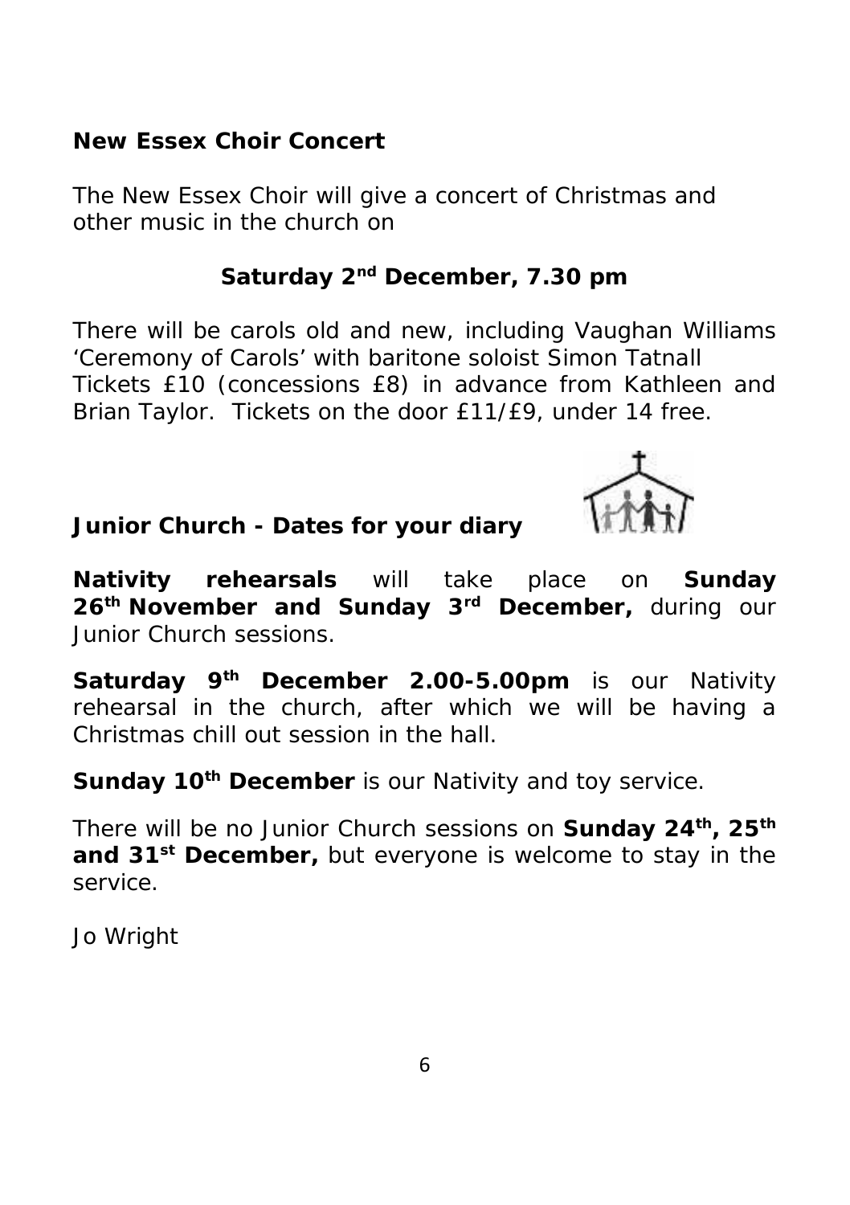**New Essex Choir Concert**

The New Essex Choir will give a concert of Christmas and other music in the church on

**Saturday 2nd December, 7.30 pm**

There will be carols old and new, including Vaughan Williams 'Ceremony of Carols' with baritone soloist Simon Tatnall
Tickets £10 (concessions £8) in advance from Kathleen and Brian Taylor. Tickets on the door £11/£9, under 14 free.

**Junior Church - Dates for your diary**

**Nativity rehearsals** will take place on **Sunday 26th November and Sunday 3rd December,** during our Junior Church sessions.

**Saturday 9th December 2.00-5.00pm** is our Nativity rehearsal in the church, after which we will be having a Christmas chill out session in the hall.

**Sunday 10th December** is our Nativity and toy service.

There will be no Junior Church sessions on **Sunday 24th, 25th and 31st December,** but everyone is welcome to stay in the service.

Jo Wright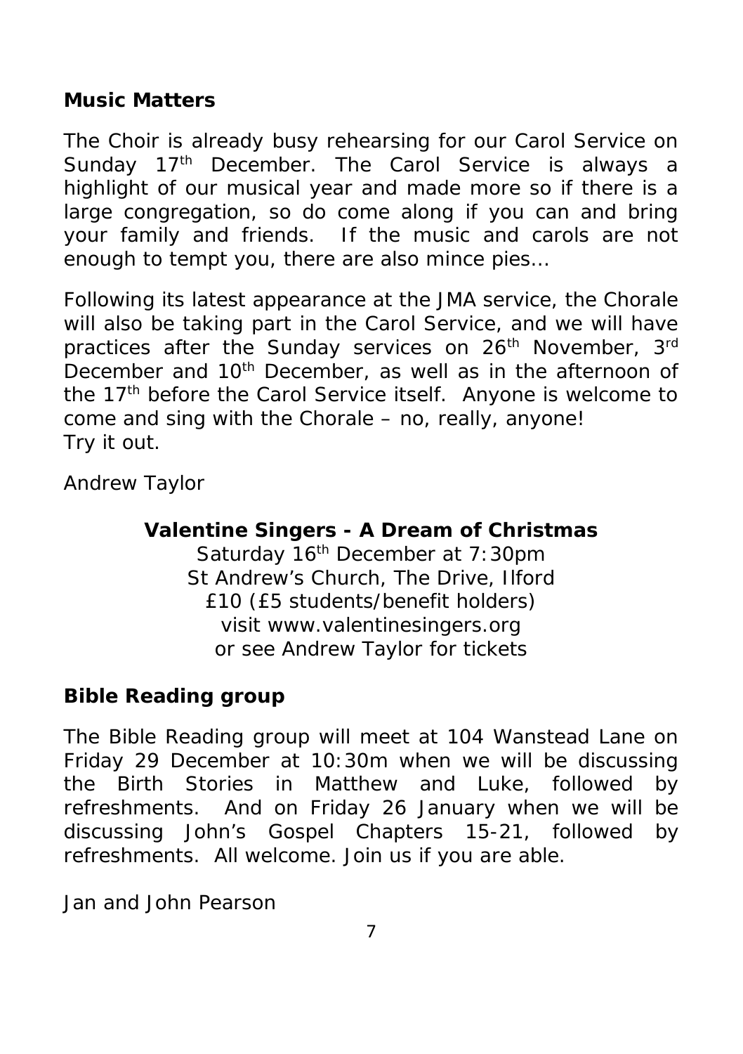## Music Matters

The Choir is already busy rehearsing for our Carol Service on Sunday 17th December. The Carol Service is always a highlight of our musical year and made more so if there is a large congregation, so do come along if you can and bring your family and friends. If the music and carols are not enough to tempt you, there are also mince pies…

Following its latest appearance at the JMA service, the Chorale will also be taking part in the Carol Service, and we will have practices after the Sunday services on 26th November, 3rd December and 10th December, as well as in the afternoon of the 17th before the Carol Service itself. Anyone is welcome to come and sing with the Chorale – no, really, anyone!
Try it out.

Andrew Taylor

**Valentine Singers - A Dream of Christmas**
Saturday 16th December at 7:30pm
St Andrew's Church, The Drive, Ilford
£10 (£5 students/benefit holders)
visit www.valentinesingers.org
or see Andrew Taylor for tickets

## Bible Reading group

The Bible Reading group will meet at 104 Wanstead Lane on Friday 29 December at 10:30m when we will be discussing the Birth Stories in Matthew and Luke, followed by refreshments. And on Friday 26 January when we will be discussing John's Gospel Chapters 15-21, followed by refreshments. All welcome. Join us if you are able.

Jan and John Pearson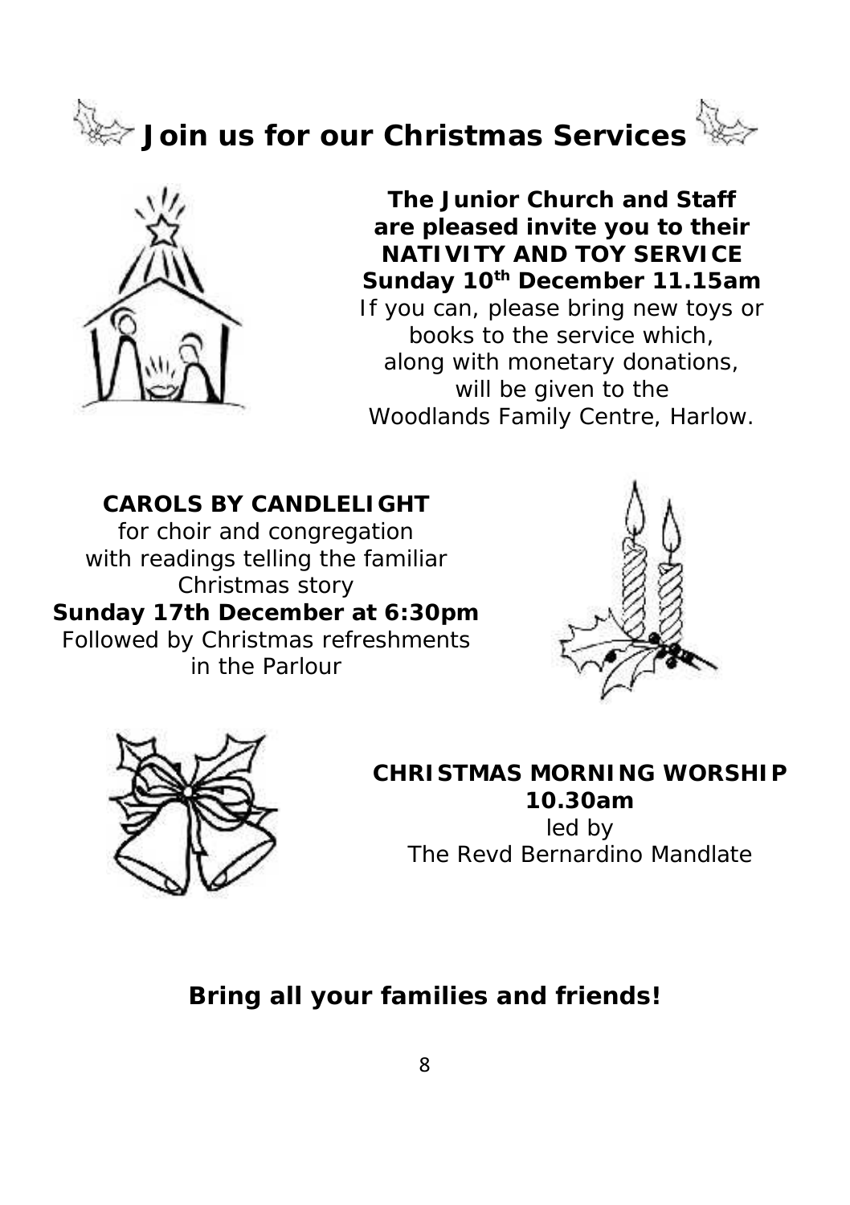# Join us for our Christmas Services

**The Junior Church and Staff are pleased invite you to their NATIVITY AND TOY SERVICE**
**Sunday 10th December 11.15am**
If you can, please bring new toys or books to the service which, along with monetary donations, will be given to the Woodlands Family Centre, Harlow.

**CAROLS BY CANDLELIGHT**
for choir and congregation
with readings telling the familiar Christmas story
**Sunday 17th December at 6:30pm**
Followed by Christmas refreshments in the Parlour

**CHRISTMAS MORNING WORSHIP**
**10.30am**
led by
The Revd Bernardino Mandlate

**Bring all your families and friends!**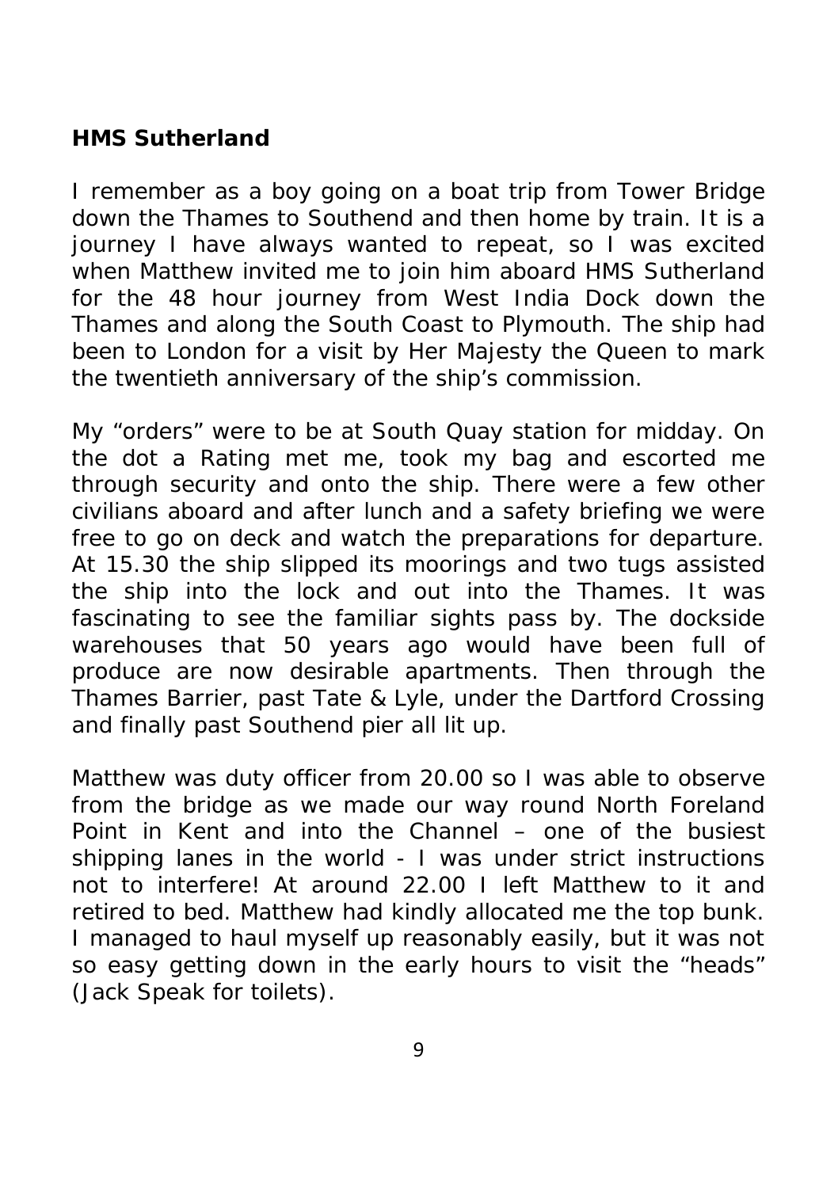**HMS Sutherland**

I remember as a boy going on a boat trip from Tower Bridge down the Thames to Southend and then home by train. It is a journey I have always wanted to repeat, so I was excited when Matthew invited me to join him aboard HMS Sutherland for the 48 hour journey from West India Dock down the Thames and along the South Coast to Plymouth. The ship had been to London for a visit by Her Majesty the Queen to mark the twentieth anniversary of the ship's commission.

My "orders" were to be at South Quay station for midday. On the dot a Rating met me, took my bag and escorted me through security and onto the ship. There were a few other civilians aboard and after lunch and a safety briefing we were free to go on deck and watch the preparations for departure. At 15.30 the ship slipped its moorings and two tugs assisted the ship into the lock and out into the Thames. It was fascinating to see the familiar sights pass by. The dockside warehouses that 50 years ago would have been full of produce are now desirable apartments. Then through the Thames Barrier, past Tate & Lyle, under the Dartford Crossing and finally past Southend pier all lit up.

Matthew was duty officer from 20.00 so I was able to observe from the bridge as we made our way round North Foreland Point in Kent and into the Channel – one of the busiest shipping lanes in the world - I was under strict instructions not to interfere! At around 22.00 I left Matthew to it and retired to bed. Matthew had kindly allocated me the top bunk. I managed to haul myself up reasonably easily, but it was not so easy getting down in the early hours to visit the "heads" (Jack Speak for toilets).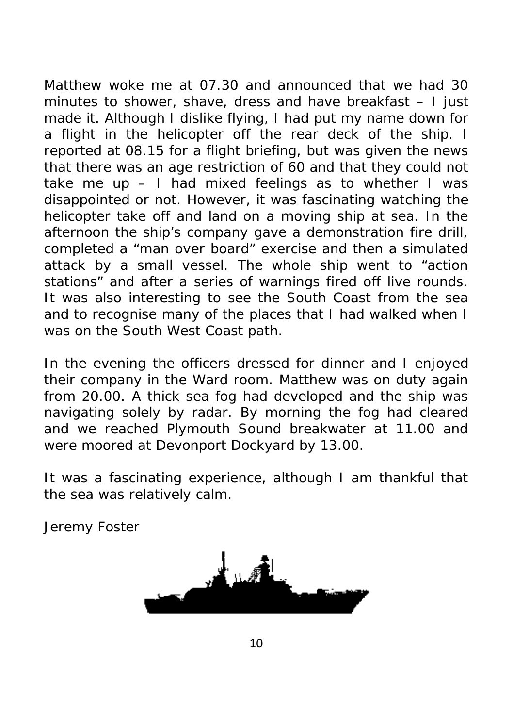Matthew woke me at 07.30 and announced that we had 30 minutes to shower, shave, dress and have breakfast – I just made it. Although I dislike flying, I had put my name down for a flight in the helicopter off the rear deck of the ship. I reported at 08.15 for a flight briefing, but was given the news that there was an age restriction of 60 and that they could not take me up – I had mixed feelings as to whether I was disappointed or not. However, it was fascinating watching the helicopter take off and land on a moving ship at sea. In the afternoon the ship's company gave a demonstration fire drill, completed a "man over board" exercise and then a simulated attack by a small vessel. The whole ship went to "action stations" and after a series of warnings fired off live rounds. It was also interesting to see the South Coast from the sea and to recognise many of the places that I had walked when I was on the South West Coast path.

In the evening the officers dressed for dinner and I enjoyed their company in the Ward room. Matthew was on duty again from 20.00. A thick sea fog had developed and the ship was navigating solely by radar. By morning the fog had cleared and we reached Plymouth Sound breakwater at 11.00 and were moored at Devonport Dockyard by 13.00.

It was a fascinating experience, although I am thankful that the sea was relatively calm.

Jeremy Foster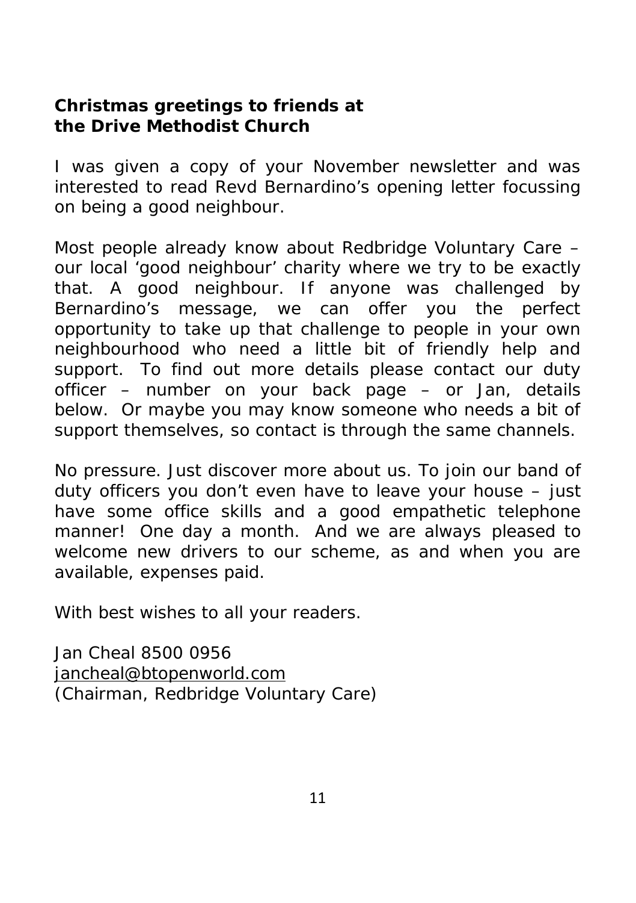**Christmas greetings to friends at the Drive Methodist Church**

I was given a copy of your November newsletter and was interested to read Revd Bernardino's opening letter focussing on being a good neighbour.

Most people already know about Redbridge Voluntary Care – our local 'good neighbour' charity where we try to be exactly that. A good neighbour. If anyone was challenged by Bernardino's message, we can offer you the perfect opportunity to take up that challenge to people in your own neighbourhood who need a little bit of friendly help and support. To find out more details please contact our duty officer – number on your back page – or Jan, details below. Or maybe you may know someone who needs a bit of support themselves, so contact is through the same channels.

No pressure. Just discover more about us. To join our band of duty officers you don't even have to leave your house – just have some office skills and a good empathetic telephone manner! One day a month. And we are always pleased to welcome new drivers to our scheme, as and when you are available, expenses paid.

With best wishes to all your readers.

Jan Cheal 8500 0956
jancheal@btopenworld.com
(Chairman, Redbridge Voluntary Care)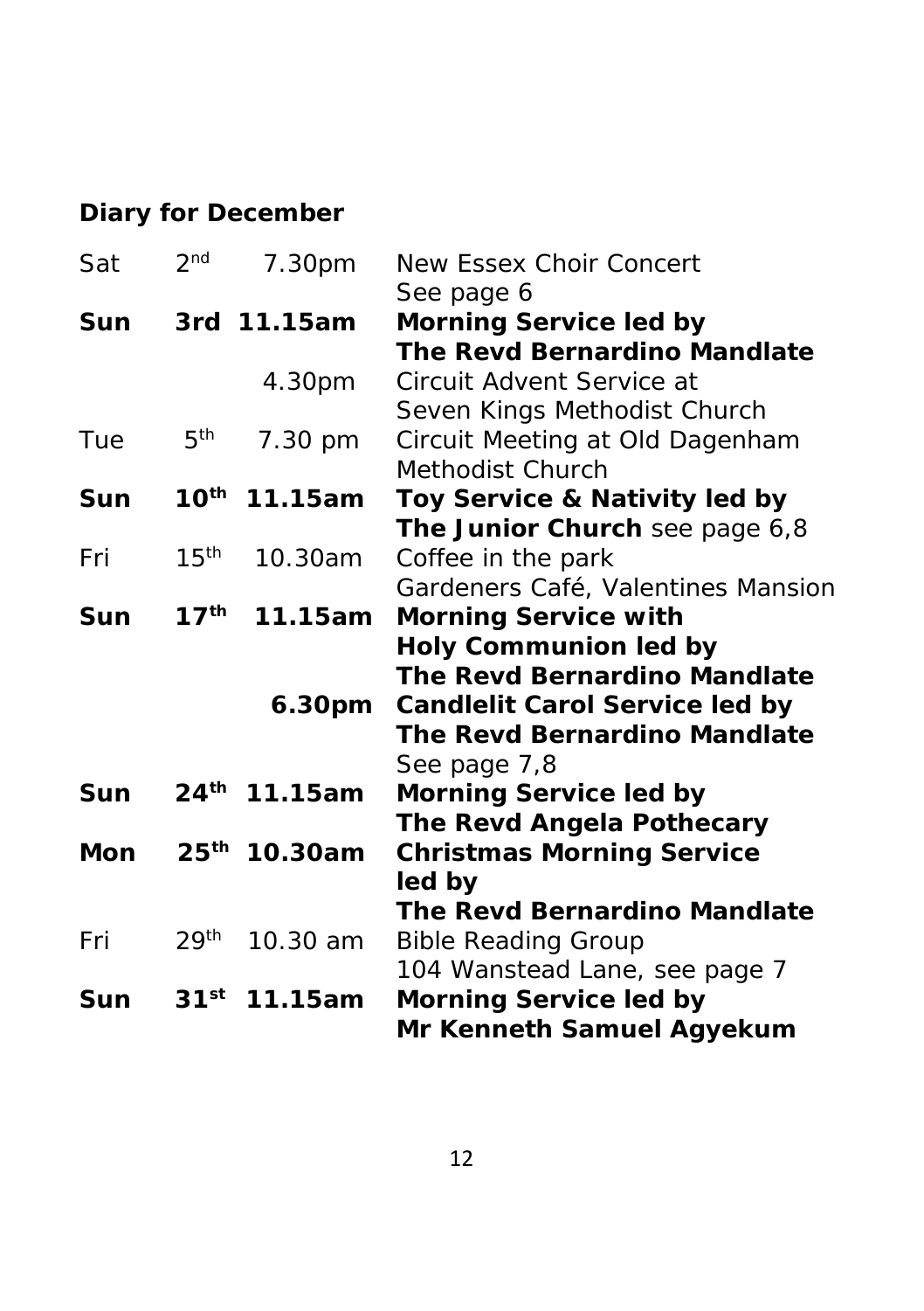**Diary for December**

| | | | |
|---|---|---|---|
| Sat | 2nd | 7.30pm | New Essex Choir Concert<br>See page 6 |
| **Sun** | **3rd** | **11.15am** | **Morning Service led by**<br>**The Revd Bernardino Mandlate** |
| | | 4.30pm | Circuit Advent Service at<br>Seven Kings Methodist Church |
| Tue | 5th | 7.30 pm | Circuit Meeting at Old Dagenham<br>Methodist Church |
| **Sun** | **10th** | **11.15am** | **Toy Service & Nativity led by**<br>**The Junior Church** see page 6,8 |
| Fri | 15th | 10.30am | Coffee in the park<br>Gardeners Café, Valentines Mansion |
| **Sun** | **17th** | **11.15am** | **Morning Service with**<br>**Holy Communion led by**<br>**The Revd Bernardino Mandlate** |
| | | **6.30pm** | **Candlelit Carol Service led by**<br>**The Revd Bernardino Mandlate**<br>See page 7,8 |
| **Sun** | **24th** | **11.15am** | **Morning Service led by**<br>**The Revd Angela Pothecary** |
| **Mon** | **25th** | **10.30am** | **Christmas Morning Service**<br>**led by**<br>**The Revd Bernardino Mandlate** |
| Fri | 29th | 10.30 am | Bible Reading Group<br>104 Wanstead Lane, see page 7 |
| **Sun** | **31st** | **11.15am** | **Morning Service led by**<br>**Mr Kenneth Samuel Agyekum** |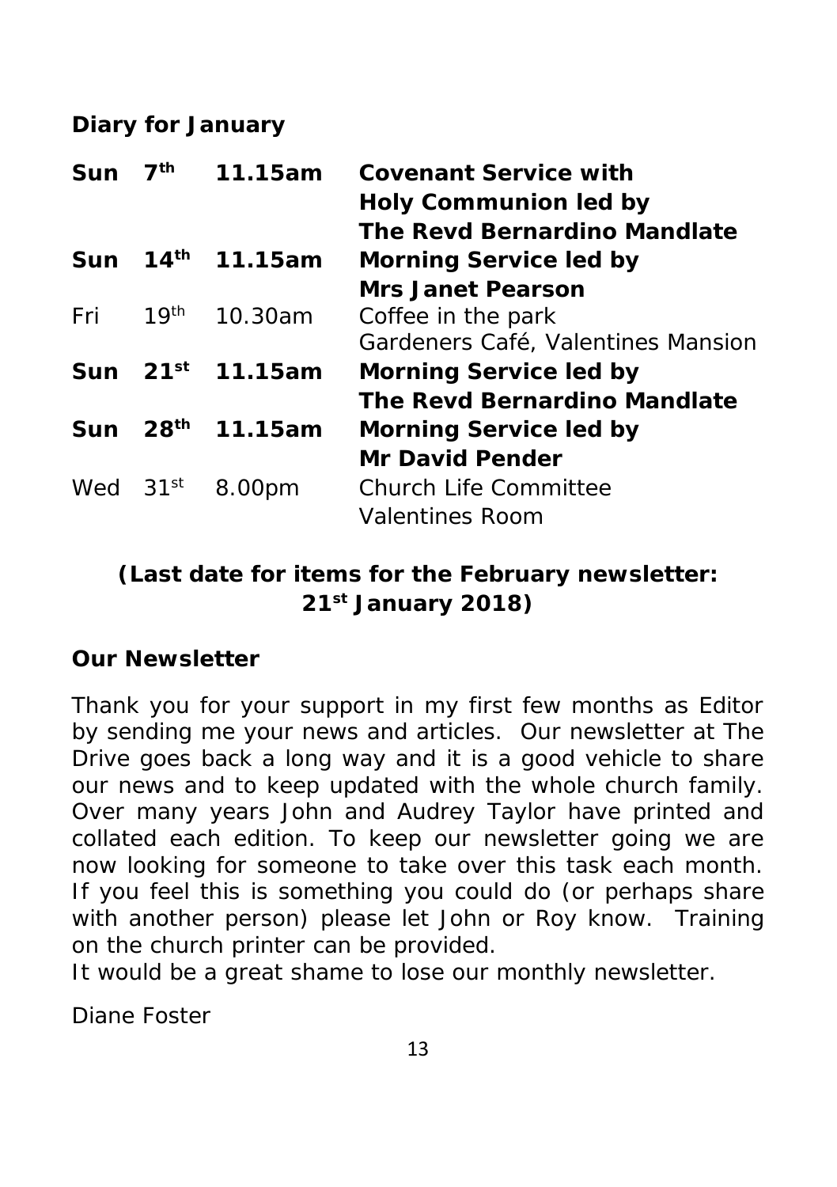## Diary for January

| | | | |
|---|---|---|---|
| **Sun** | **7th** | **11.15am** | **Covenant Service with Holy Communion led by The Revd Bernardino Mandlate** |
| **Sun** | **14th** | **11.15am** | **Morning Service led by Mrs Janet Pearson** |
| Fri | 19th | 10.30am | Coffee in the park Gardeners Café, Valentines Mansion |
| **Sun** | **21st** | **11.15am** | **Morning Service led by The Revd Bernardino Mandlate** |
| **Sun** | **28th** | **11.15am** | **Morning Service led by Mr David Pender** |
| Wed | 31st | 8.00pm | Church Life Committee Valentines Room |

**(Last date for items for the February newsletter: 21st January 2018)**

## Our Newsletter

Thank you for your support in my first few months as Editor by sending me your news and articles. Our newsletter at The Drive goes back a long way and it is a good vehicle to share our news and to keep updated with the whole church family. Over many years John and Audrey Taylor have printed and collated each edition. To keep our newsletter going we are now looking for someone to take over this task each month. If you feel this is something you could do (or perhaps share with another person) please let John or Roy know. Training on the church printer can be provided.

It would be a great shame to lose our monthly newsletter.

Diane Foster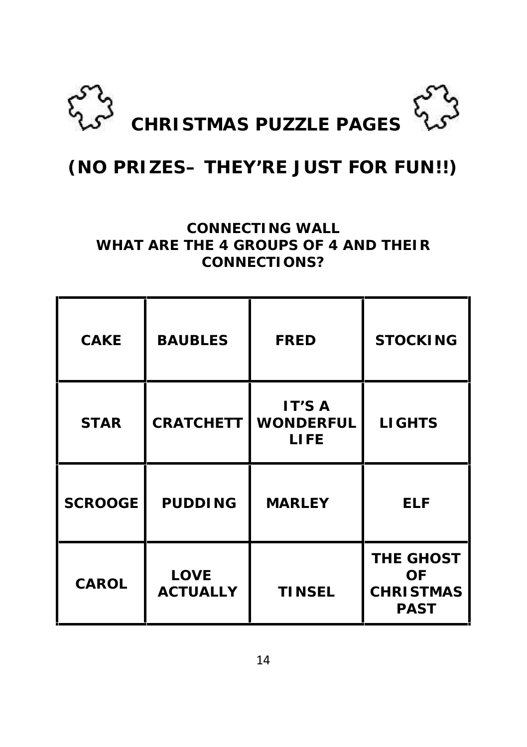# CHRISTMAS PUZZLE PAGES

## (NO PRIZES– THEY'RE JUST FOR FUN!!)

**CONNECTING WALL**
**WHAT ARE THE 4 GROUPS OF 4 AND THEIR CONNECTIONS?**

| | | | |
|---|---|---|---|
| **CAKE** | **BAUBLES** | **FRED** | **STOCKING** |
| **STAR** | **CRATCHETT** | **IT'S A WONDERFUL LIFE** | **LIGHTS** |
| **SCROOGE** | **PUDDING** | **MARLEY** | **ELF** |
| **CAROL** | **LOVE ACTUALLY** | **TINSEL** | **THE GHOST OF CHRISTMAS PAST** |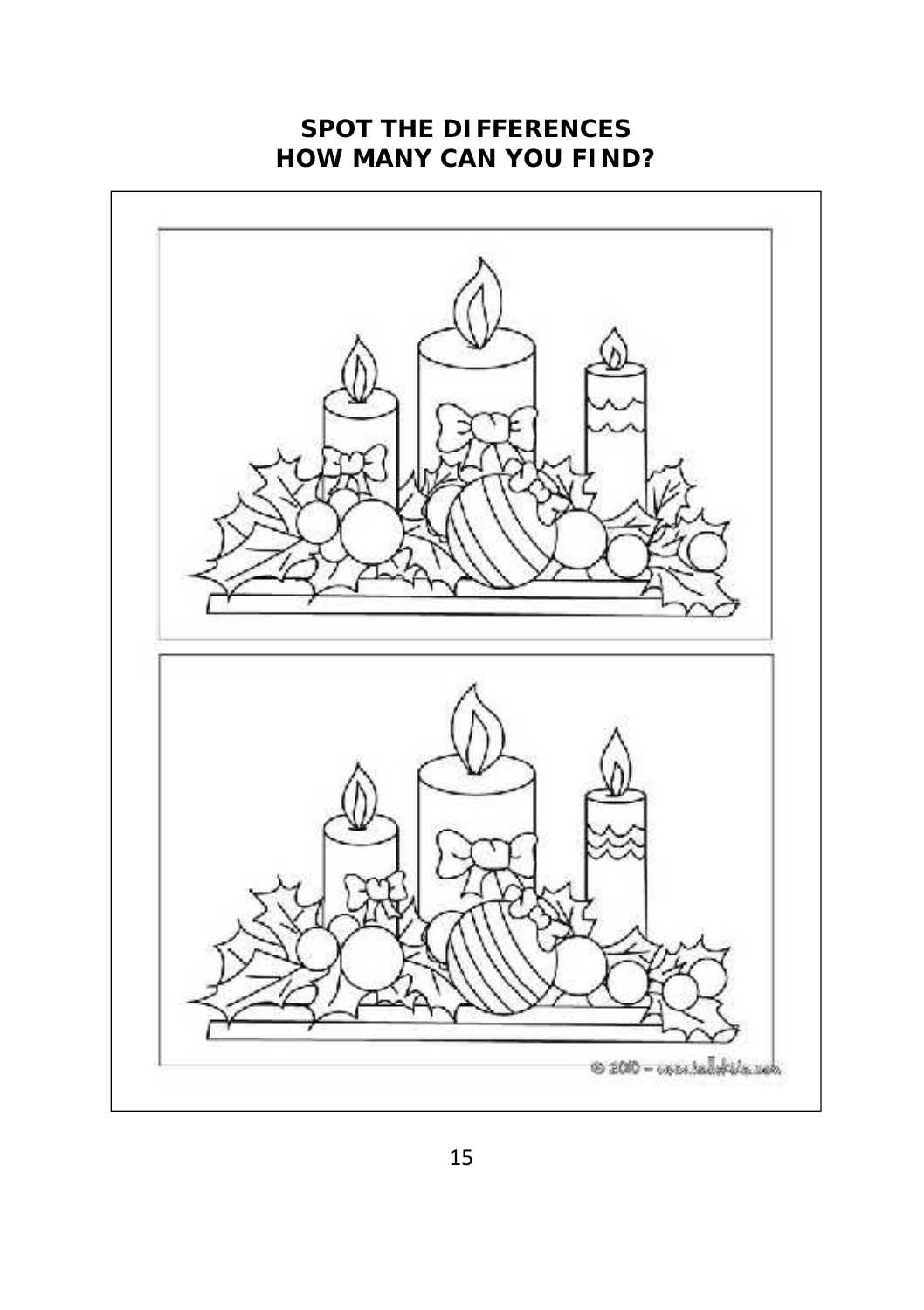# SPOT THE DIFFERENCES
# HOW MANY CAN YOU FIND?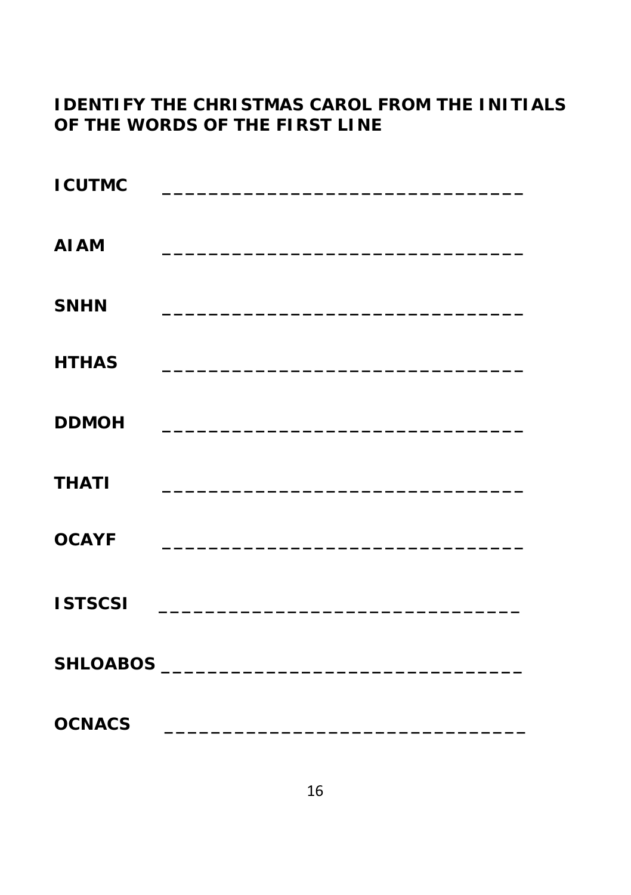**IDENTIFY THE CHRISTMAS CAROL FROM THE INITIALS OF THE WORDS OF THE FIRST LINE**

ICUTMC \_\_\_\_\_\_\_\_\_\_\_\_\_\_\_\_\_\_\_\_\_\_\_\_\_\_\_\_\_\_\_\_

AIAM \_\_\_\_\_\_\_\_\_\_\_\_\_\_\_\_\_\_\_\_\_\_\_\_\_\_\_\_\_\_\_\_

SNHN \_\_\_\_\_\_\_\_\_\_\_\_\_\_\_\_\_\_\_\_\_\_\_\_\_\_\_\_\_\_\_\_

HTHAS \_\_\_\_\_\_\_\_\_\_\_\_\_\_\_\_\_\_\_\_\_\_\_\_\_\_\_\_\_\_\_\_

DDMOH \_\_\_\_\_\_\_\_\_\_\_\_\_\_\_\_\_\_\_\_\_\_\_\_\_\_\_\_\_\_\_\_

THATI \_\_\_\_\_\_\_\_\_\_\_\_\_\_\_\_\_\_\_\_\_\_\_\_\_\_\_\_\_\_\_\_

OCAYF \_\_\_\_\_\_\_\_\_\_\_\_\_\_\_\_\_\_\_\_\_\_\_\_\_\_\_\_\_\_\_\_

ISTSCSI \_\_\_\_\_\_\_\_\_\_\_\_\_\_\_\_\_\_\_\_\_\_\_\_\_\_\_\_\_\_\_\_

SHLOABOS \_\_\_\_\_\_\_\_\_\_\_\_\_\_\_\_\_\_\_\_\_\_\_\_\_\_\_\_\_\_\_\_

OCNACS \_\_\_\_\_\_\_\_\_\_\_\_\_\_\_\_\_\_\_\_\_\_\_\_\_\_\_\_\_\_\_\_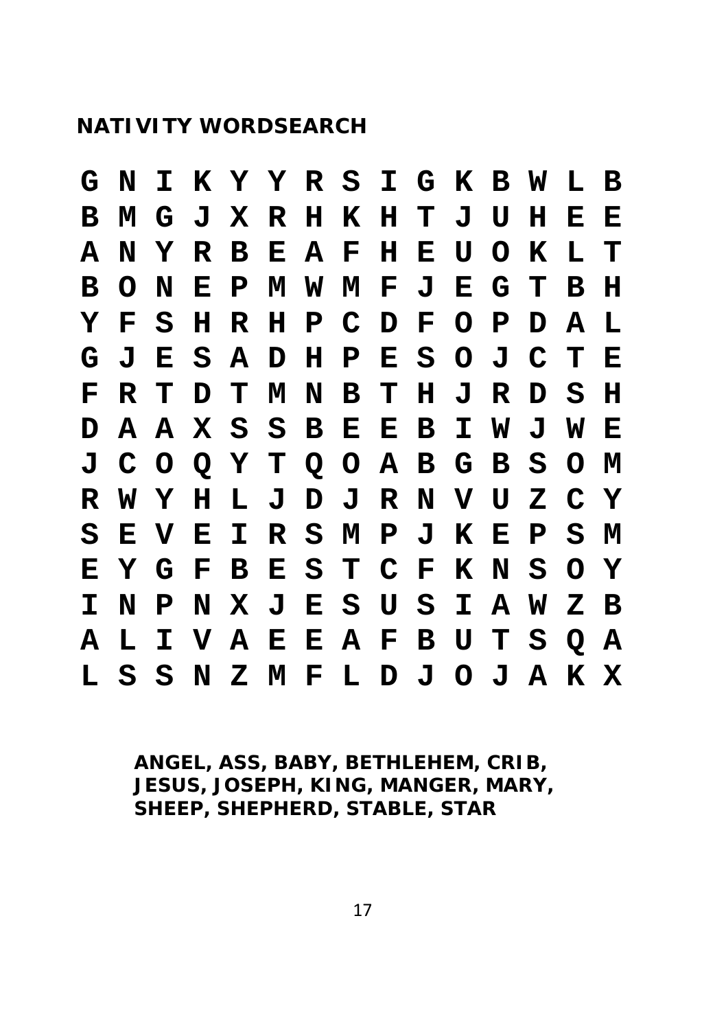## NATIVITY WORDSEARCH

```
G N I K Y Y R S I G K B W L B
B M G J X R H K H T J U H E E
A N Y R B E A F H E U O K L T
B O N E P M W M F J E G T B H
Y F S H R H P C D F O P D A L
G J E S A D H P E S O J C T E
F R T D T M N B T H J R D S H
D A A X S S B E E B I W J W E
J C O Q Y T Q O A B G B S O M
R W Y H L J D J R N V U Z C Y
S E V E I R S M P J K E P S M
E Y G F B E S T C F K N S O Y
I N P N X J E S U S I A W Z B
A L I V A E E A F B U T S Q A
L S S N Z M F L D J O J A K X
```

**ANGEL, ASS, BABY, BETHLEHEM, CRIB, JESUS, JOSEPH, KING, MANGER, MARY, SHEEP, SHEPHERD, STABLE, STAR**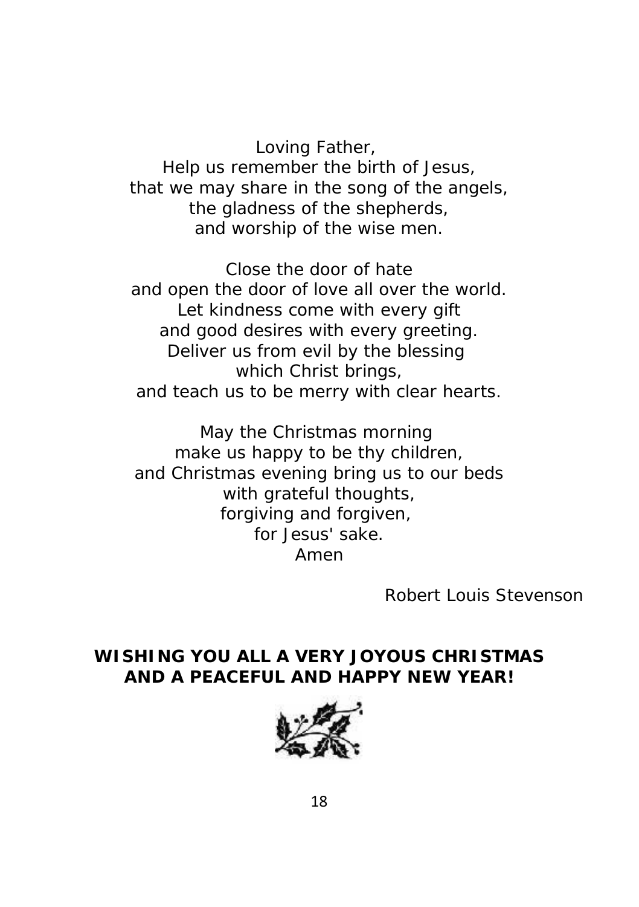Loving Father,
Help us remember the birth of Jesus,
that we may share in the song of the angels,
the gladness of the shepherds,
and worship of the wise men.

Close the door of hate
and open the door of love all over the world.
Let kindness come with every gift
and good desires with every greeting.
Deliver us from evil by the blessing
which Christ brings,
and teach us to be merry with clear hearts.

May the Christmas morning
make us happy to be thy children,
and Christmas evening bring us to our beds
with grateful thoughts,
forgiving and forgiven,
for Jesus' sake.
Amen

Robert Louis Stevenson

**WISHING YOU ALL A VERY JOYOUS CHRISTMAS AND A PEACEFUL AND HAPPY NEW YEAR!**